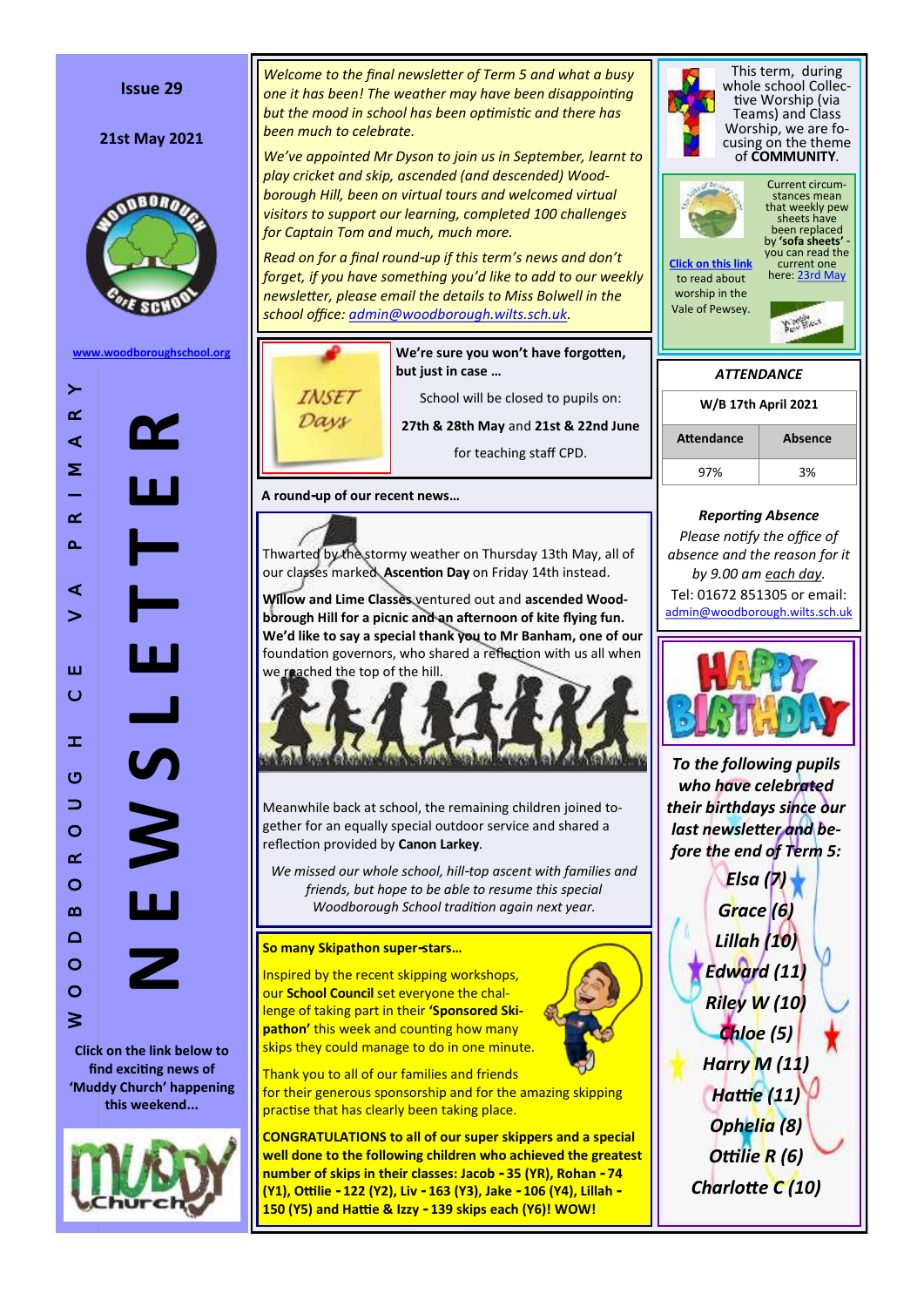# NEWSLETTER

WOODBOROUGH CE VA PRIMARY

**Issue 29**

**21st May 2021**

www.woodboroughschool.org

**Click on the link below to find exciting news of 'Muddy Church' happening this weekend...**

*Welcome to the final newsletter of Term 5 and what a busy one it has been! The weather may have been disappointing but the mood in school has been optimistic and there has been much to celebrate.*

*We've appointed Mr Dyson to join us in September, learnt to play cricket and skip, ascended (and descended) Woodborough Hill, been on virtual tours and welcomed virtual visitors to support our learning, completed 100 challenges for Captain Tom and much, much more.*

*Read on for a final round-up if this term's news and don't forget, if you have something you'd like to add to our weekly newsletter, please email the details to Miss Bolwell in the school office: admin@woodborough.wilts.sch.uk.*

This term, during whole school Collective Worship (via Teams) and Class Worship, we are focusing on the theme of **COMMUNITY**.

Click on this link to read about worship in the Vale of Pewsey.

Current circumstances mean that weekly pew sheets have been replaced by **'sofa sheets'** - you can read the current one here: 23rd May

## INSET Days

**We're sure you won't have forgotten, but just in case ...**

School will be closed to pupils on:

**27th & 28th May** and **21st & 22nd June**

for teaching staff CPD.

### ATTENDANCE

| W/B 17th April 2021 | |
|---|---|
| **Attendance** | **Absence** |
| 97% | 3% |

***Reporting Absence***

*Please notify the office of absence and the reason for it by 9.00 am each day.*

Tel: 01672 851305 or email: admin@woodborough.wilts.sch.uk

**A round-up of our recent news...**

Thwarted by the stormy weather on Thursday 13th May, all of our classes marked **Ascention Day** on Friday 14th instead.

**Willow and Lime Classes** ventured out and **ascended Woodborough Hill for a picnic and an afternoon of kite flying fun. We'd like to say a special thank you to Mr Banham, one of our** foundation governors, who shared a reflection with us all when we reached the top of the hill.

Meanwhile back at school, the remaining children joined together for an equally special outdoor service and shared a reflection provided by **Canon Larkey**.

*We missed our whole school, hill-top ascent with families and friends, but hope to be able to resume this special Woodborough School tradition again next year.*

## HAPPY BIRTHDAY

***To the following pupils who have celebrated their birthdays since our last newsletter and before the end of Term 5:***

***Elsa (7)***
***Grace (6)***
***Lillah (10)***
***Edward (11)***
***Riley W (10)***
***Chloe (5)***
***Harry M (11)***
***Hattie (11)***
***Ophelia (8)***
***Ottilie R (6)***
***Charlotte C (10)***

**So many Skipathon super-stars...**

Inspired by the recent skipping workshops, our **School Council** set everyone the challenge of taking part in their **'Sponsored Skipathon'** this week and counting how many skips they could manage to do in one minute.

Thank you to all of our families and friends for their generous sponsorship and for the amazing skipping practise that has clearly been taking place.

**CONGRATULATIONS to all of our super skippers and a special well done to the following children who achieved the greatest number of skips in their classes: Jacob - 35 (YR), Rohan - 74 (Y1), Ottilie - 122 (Y2), Liv - 163 (Y3), Jake - 106 (Y4), Lillah - 150 (Y5) and Hattie & Izzy - 139 skips each (Y6)! WOW!**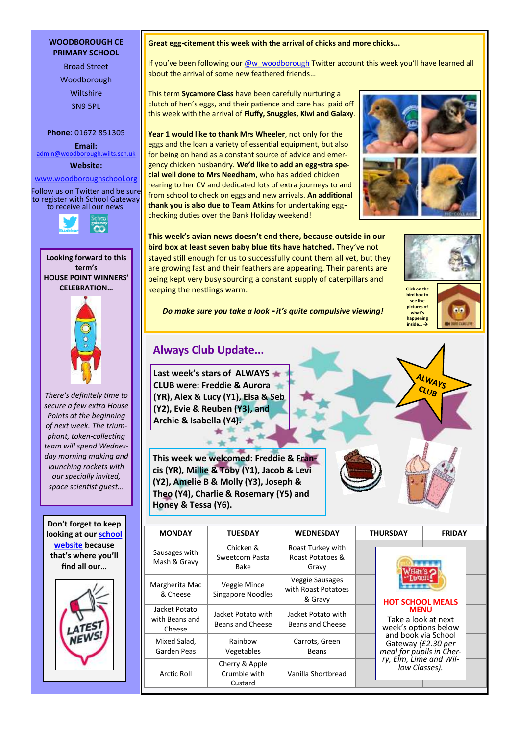**WOODBOROUGH CE PRIMARY SCHOOL**

Broad Street
Woodborough
Wiltshire
SN9 5PL

**Phone**: 01672 851305

**Email:**
admin@woodborough.wilts.sch.uk

**Website:**
www.woodboroughschool.org

Follow us on Twitter and be sure to register with School Gateway to receive all our news.

**Looking forward to this term's HOUSE POINT WINNERS' CELEBRATION…**

*There's definitely time to secure a few extra House Points at the beginning of next week. The triumphant, token-collecting team will spend Wednesday morning making and launching rockets with our specially invited, space scientist guest...*

**Don't forget to keep looking at our school website because that's where you'll find all our…**

LATEST NEWS!

**Great egg-citement this week with the arrival of chicks and more chicks...**

If you've been following our @w_woodborough Twitter account this week you'll have learned all about the arrival of some new feathered friends…

This term **Sycamore Class** have been carefully nurturing a clutch of hen's eggs, and their patience and care has paid off this week with the arrival of **Fluffy, Snuggles, Kiwi and Galaxy**.

**Year 1 would like to thank Mrs Wheeler**, not only for the eggs and the loan a variety of essential equipment, but also for being on hand as a constant source of advice and emergency chicken husbandry. **We'd like to add an egg-stra special well done to Mrs Needham**, who has added chicken rearing to her CV and dedicated lots of extra journeys to and from school to check on eggs and new arrivals. **An additional thank you is also due to Team Atkins** for undertaking egg-checking duties over the Bank Holiday weekend!

**This week's avian news doesn't end there, because outside in our bird box at least seven baby blue tits have hatched.** They've not stayed still enough for us to successfully count them all yet, but they are growing fast and their feathers are appearing. Their parents are being kept very busy sourcing a constant supply of caterpillars and keeping the nestlings warm.

***Do make sure you take a look - it's quite compulsive viewing!***

Click on the bird box to see live pictures of what's happening inside…

## Always Club Update...

**Last week's stars of ALWAYS CLUB were: Freddie & Aurora (YR), Alex & Lucy (Y1), Elsa & Seb (Y2), Evie & Reuben (Y3), and Archie & Isabella (Y4).**

**This week we welcomed: Freddie & Francis (YR), Millie & Toby (Y1), Jacob & Levi (Y2), Amelie B & Molly (Y3), Joseph & Theo (Y4), Charlie & Rosemary (Y5) and Honey & Tessa (Y6).**

| MONDAY | TUESDAY | WEDNESDAY | THURSDAY | FRIDAY |
|---|---|---|---|---|
| Sausages with Mash & Gravy | Chicken & Sweetcorn Pasta Bake | Roast Turkey with Roast Potatoes & Gravy | | |
| Margherita Mac & Cheese | Veggie Mince Singapore Noodles | Veggie Sausages with Roast Potatoes & Gravy | | |
| Jacket Potato with Beans and Cheese | Jacket Potato with Beans and Cheese | Jacket Potato with Beans and Cheese | | |
| Mixed Salad, Garden Peas | Rainbow Vegetables | Carrots, Green Beans | | |
| Arctic Roll | Cherry & Apple Crumble with Custard | Vanilla Shortbread | | |

**HOT SCHOOL MEALS MENU**

Take a look at next week's options below and book via School Gateway *(£2.30 per meal for pupils in Cherry, Elm, Lime and Willow Classes).*